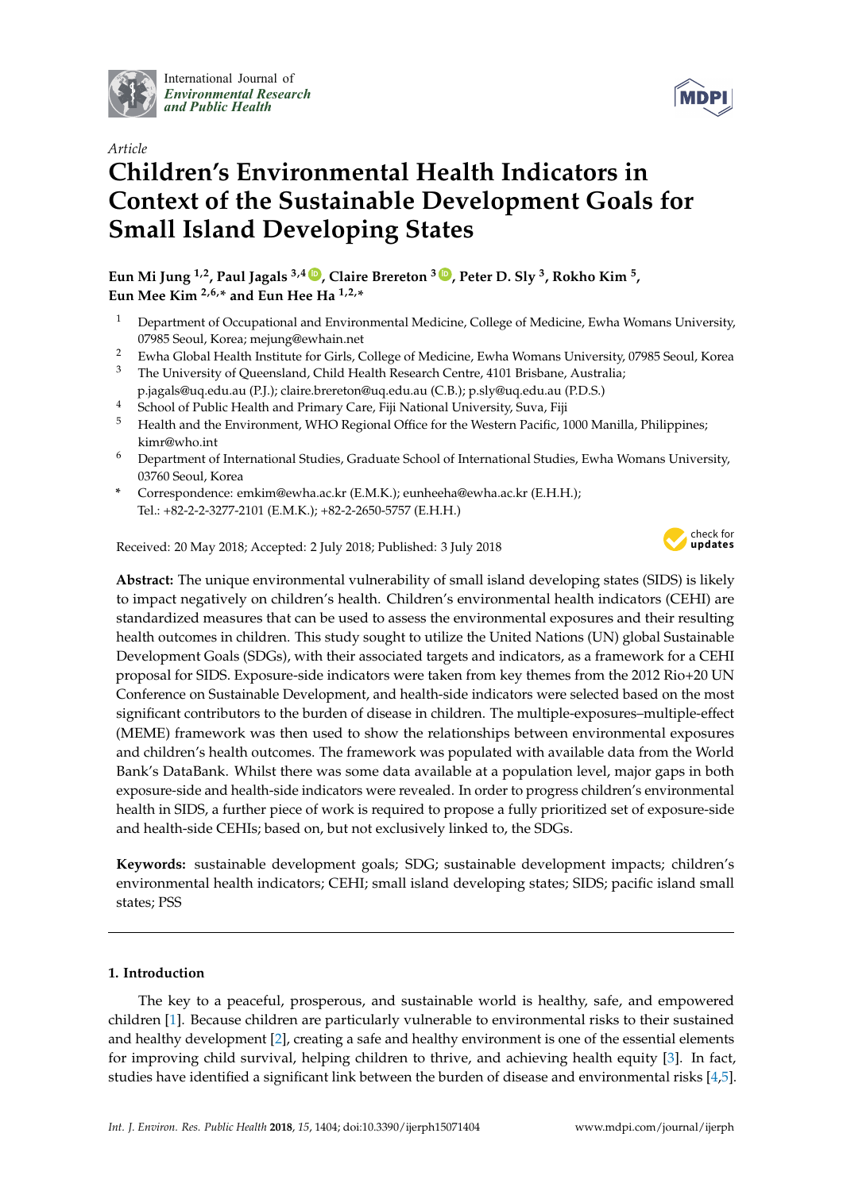International Journal of *Environmental Research and Public Health*

*Article*

# Children's Environmental Health Indicators in Context of the Sustainable Development Goals for Small Island Developing States

**Eun Mi Jung [1,2], Paul Jagals [3,4], Claire Brereton [3], Peter D. Sly [3], Rokho Kim [5], Eun Mee Kim [2,6,*] and Eun Hee Ha [1,2,*]**

1. Department of Occupational and Environmental Medicine, College of Medicine, Ewha Womans University, 07985 Seoul, Korea; mejung@ewhain.net
2. Ewha Global Health Institute for Girls, College of Medicine, Ewha Womans University, 07985 Seoul, Korea
3. The University of Queensland, Child Health Research Centre, 4101 Brisbane, Australia; p.jagals@uq.edu.au (P.J.); claire.brereton@uq.edu.au (C.B.); p.sly@uq.edu.au (P.D.S.)
4. School of Public Health and Primary Care, Fiji National University, Suva, Fiji
5. Health and the Environment, WHO Regional Office for the Western Pacific, 1000 Manilla, Philippines; kimr@who.int
6. Department of International Studies, Graduate School of International Studies, Ewha Womans University, 03760 Seoul, Korea

\* Correspondence: emkim@ewha.ac.kr (E.M.K.); eunheeha@ewha.ac.kr (E.H.H.); Tel.: +82-2-3277-2101 (E.M.K.); +82-2-2650-5757 (E.H.H.)

Received: 20 May 2018; Accepted: 2 July 2018; Published: 3 July 2018

**Abstract:** The unique environmental vulnerability of small island developing states (SIDS) is likely to impact negatively on children's health. Children's environmental health indicators (CEHI) are standardized measures that can be used to assess the environmental exposures and their resulting health outcomes in children. This study sought to utilize the United Nations (UN) global Sustainable Development Goals (SDGs), with their associated targets and indicators, as a framework for a CEHI proposal for SIDS. Exposure-side indicators were taken from key themes from the 2012 Rio+20 UN Conference on Sustainable Development, and health-side indicators were selected based on the most significant contributors to the burden of disease in children. The multiple-exposures–multiple-effect (MEME) framework was then used to show the relationships between environmental exposures and children's health outcomes. The framework was populated with available data from the World Bank's DataBank. Whilst there was some data available at a population level, major gaps in both exposure-side and health-side indicators were revealed. In order to progress children's environmental health in SIDS, a further piece of work is required to propose a fully prioritized set of exposure-side and health-side CEHIs; based on, but not exclusively linked to, the SDGs.

**Keywords:** sustainable development goals; SDG; sustainable development impacts; children's environmental health indicators; CEHI; small island developing states; SIDS; pacific island small states; PSS

## 1. Introduction

The key to a peaceful, prosperous, and sustainable world is healthy, safe, and empowered children [1]. Because children are particularly vulnerable to environmental risks to their sustained and healthy development [2], creating a safe and healthy environment is one of the essential elements for improving child survival, helping children to thrive, and achieving health equity [3]. In fact, studies have identified a significant link between the burden of disease and environmental risks [4,5].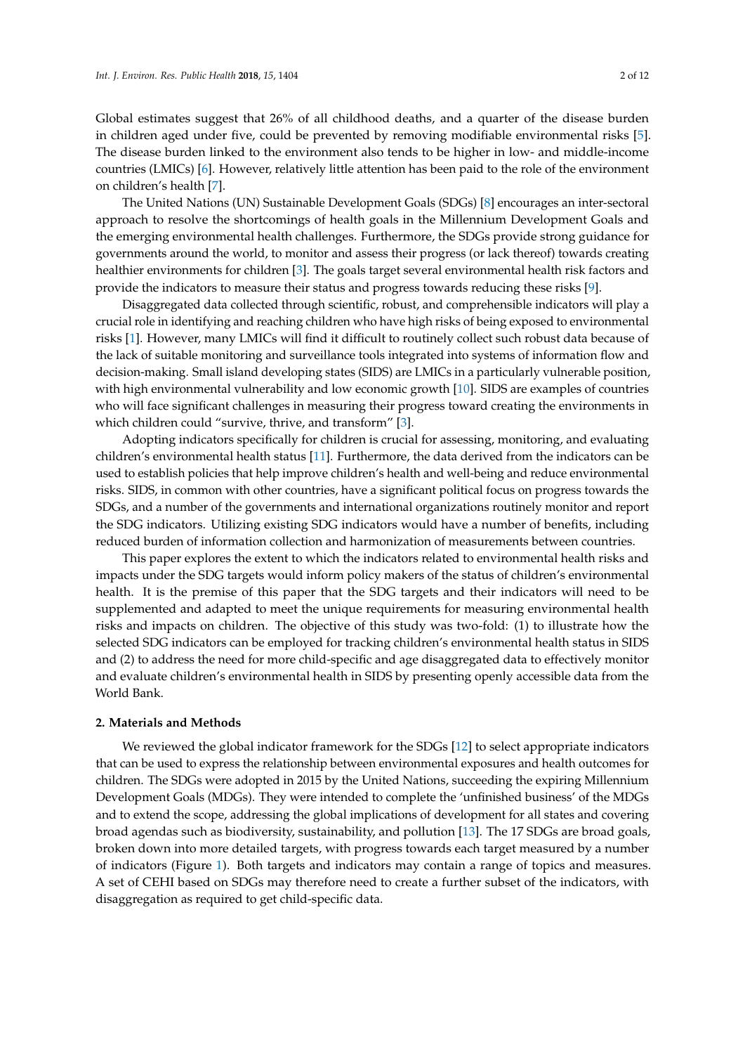Global estimates suggest that 26% of all childhood deaths, and a quarter of the disease burden in children aged under five, could be prevented by removing modifiable environmental risks [5]. The disease burden linked to the environment also tends to be higher in low- and middle-income countries (LMICs) [6]. However, relatively little attention has been paid to the role of the environment on children's health [7].

The United Nations (UN) Sustainable Development Goals (SDGs) [8] encourages an inter-sectoral approach to resolve the shortcomings of health goals in the Millennium Development Goals and the emerging environmental health challenges. Furthermore, the SDGs provide strong guidance for governments around the world, to monitor and assess their progress (or lack thereof) towards creating healthier environments for children [3]. The goals target several environmental health risk factors and provide the indicators to measure their status and progress towards reducing these risks [9].

Disaggregated data collected through scientific, robust, and comprehensible indicators will play a crucial role in identifying and reaching children who have high risks of being exposed to environmental risks [1]. However, many LMICs will find it difficult to routinely collect such robust data because of the lack of suitable monitoring and surveillance tools integrated into systems of information flow and decision-making. Small island developing states (SIDS) are LMICs in a particularly vulnerable position, with high environmental vulnerability and low economic growth [10]. SIDS are examples of countries who will face significant challenges in measuring their progress toward creating the environments in which children could "survive, thrive, and transform" [3].

Adopting indicators specifically for children is crucial for assessing, monitoring, and evaluating children's environmental health status [11]. Furthermore, the data derived from the indicators can be used to establish policies that help improve children's health and well-being and reduce environmental risks. SIDS, in common with other countries, have a significant political focus on progress towards the SDGs, and a number of the governments and international organizations routinely monitor and report the SDG indicators. Utilizing existing SDG indicators would have a number of benefits, including reduced burden of information collection and harmonization of measurements between countries.

This paper explores the extent to which the indicators related to environmental health risks and impacts under the SDG targets would inform policy makers of the status of children's environmental health. It is the premise of this paper that the SDG targets and their indicators will need to be supplemented and adapted to meet the unique requirements for measuring environmental health risks and impacts on children. The objective of this study was two-fold: (1) to illustrate how the selected SDG indicators can be employed for tracking children's environmental health status in SIDS and (2) to address the need for more child-specific and age disaggregated data to effectively monitor and evaluate children's environmental health in SIDS by presenting openly accessible data from the World Bank.

## 2. Materials and Methods

We reviewed the global indicator framework for the SDGs [12] to select appropriate indicators that can be used to express the relationship between environmental exposures and health outcomes for children. The SDGs were adopted in 2015 by the United Nations, succeeding the expiring Millennium Development Goals (MDGs). They were intended to complete the 'unfinished business' of the MDGs and to extend the scope, addressing the global implications of development for all states and covering broad agendas such as biodiversity, sustainability, and pollution [13]. The 17 SDGs are broad goals, broken down into more detailed targets, with progress towards each target measured by a number of indicators (Figure 1). Both targets and indicators may contain a range of topics and measures. A set of CEHI based on SDGs may therefore need to create a further subset of the indicators, with disaggregation as required to get child-specific data.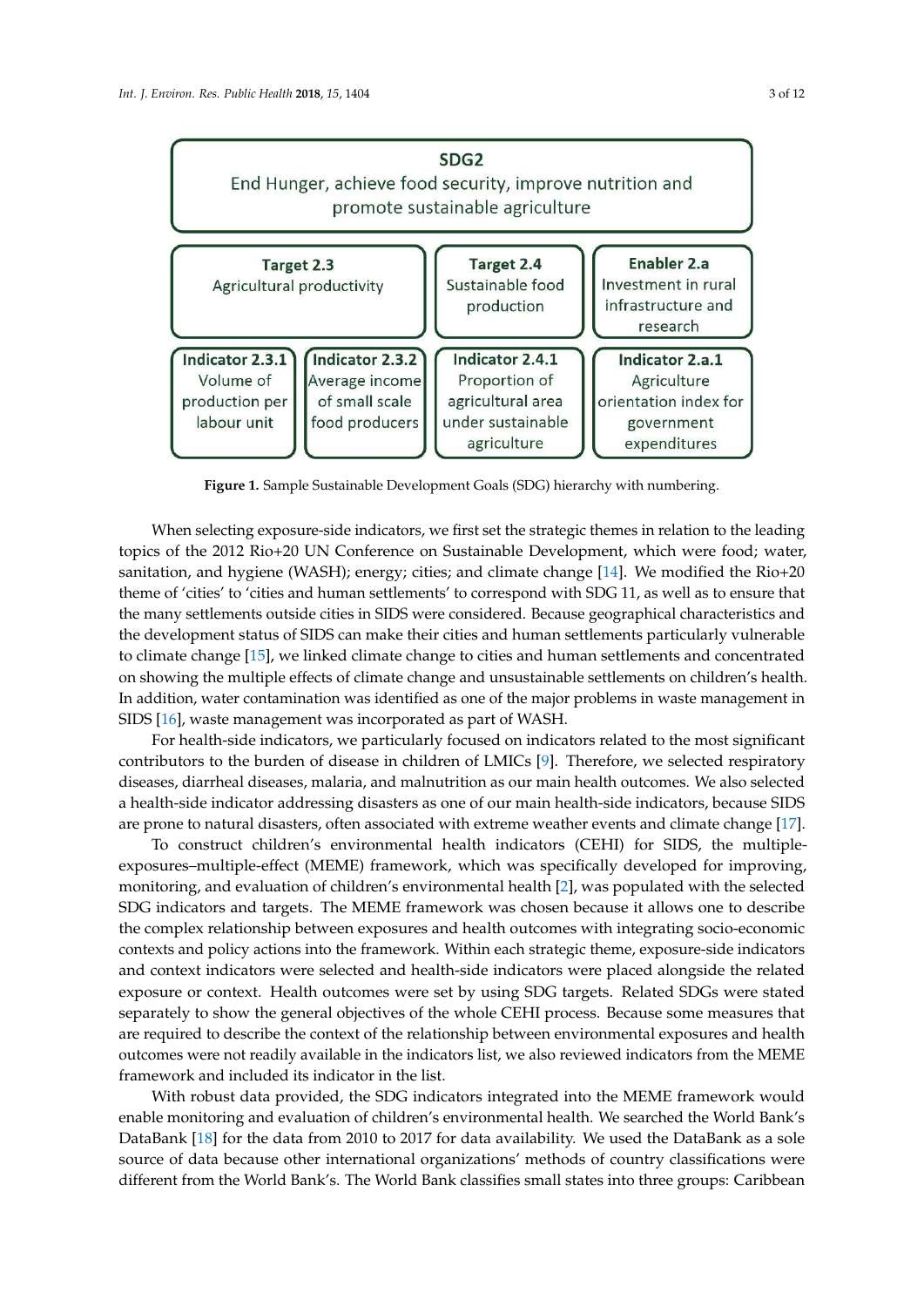| SDG2 End Hunger, achieve food security, improve nutrition and promote sustainable agriculture | | | |
|---|---|---|---|
| **Target 2.3** Agricultural productivity | | **Target 2.4** Sustainable food production | **Enabler 2.a** Investment in rural infrastructure and research |
| **Indicator 2.3.1** Volume of production per labour unit | **Indicator 2.3.2** Average income of small scale food producers | **Indicator 2.4.1** Proportion of agricultural area under sustainable agriculture | **Indicator 2.a.1** Agriculture orientation index for government expenditures |

**Figure 1.** Sample Sustainable Development Goals (SDG) hierarchy with numbering.

When selecting exposure-side indicators, we first set the strategic themes in relation to the leading topics of the 2012 Rio+20 UN Conference on Sustainable Development, which were food; water, sanitation, and hygiene (WASH); energy; cities; and climate change [14]. We modified the Rio+20 theme of 'cities' to 'cities and human settlements' to correspond with SDG 11, as well as to ensure that the many settlements outside cities in SIDS were considered. Because geographical characteristics and the development status of SIDS can make their cities and human settlements particularly vulnerable to climate change [15], we linked climate change to cities and human settlements and concentrated on showing the multiple effects of climate change and unsustainable settlements on children's health. In addition, water contamination was identified as one of the major problems in waste management in SIDS [16], waste management was incorporated as part of WASH.

For health-side indicators, we particularly focused on indicators related to the most significant contributors to the burden of disease in children of LMICs [9]. Therefore, we selected respiratory diseases, diarrheal diseases, malaria, and malnutrition as our main health outcomes. We also selected a health-side indicator addressing disasters as one of our main health-side indicators, because SIDS are prone to natural disasters, often associated with extreme weather events and climate change [17].

To construct children's environmental health indicators (CEHI) for SIDS, the multiple-exposures–multiple-effect (MEME) framework, which was specifically developed for improving, monitoring, and evaluation of children's environmental health [2], was populated with the selected SDG indicators and targets. The MEME framework was chosen because it allows one to describe the complex relationship between exposures and health outcomes with integrating socio-economic contexts and policy actions into the framework. Within each strategic theme, exposure-side indicators and context indicators were selected and health-side indicators were placed alongside the related exposure or context. Health outcomes were set by using SDG targets. Related SDGs were stated separately to show the general objectives of the whole CEHI process. Because some measures that are required to describe the context of the relationship between environmental exposures and health outcomes were not readily available in the indicators list, we also reviewed indicators from the MEME framework and included its indicator in the list.

With robust data provided, the SDG indicators integrated into the MEME framework would enable monitoring and evaluation of children's environmental health. We searched the World Bank's DataBank [18] for the data from 2010 to 2017 for data availability. We used the DataBank as a sole source of data because other international organizations' methods of country classifications were different from the World Bank's. The World Bank classifies small states into three groups: Caribbean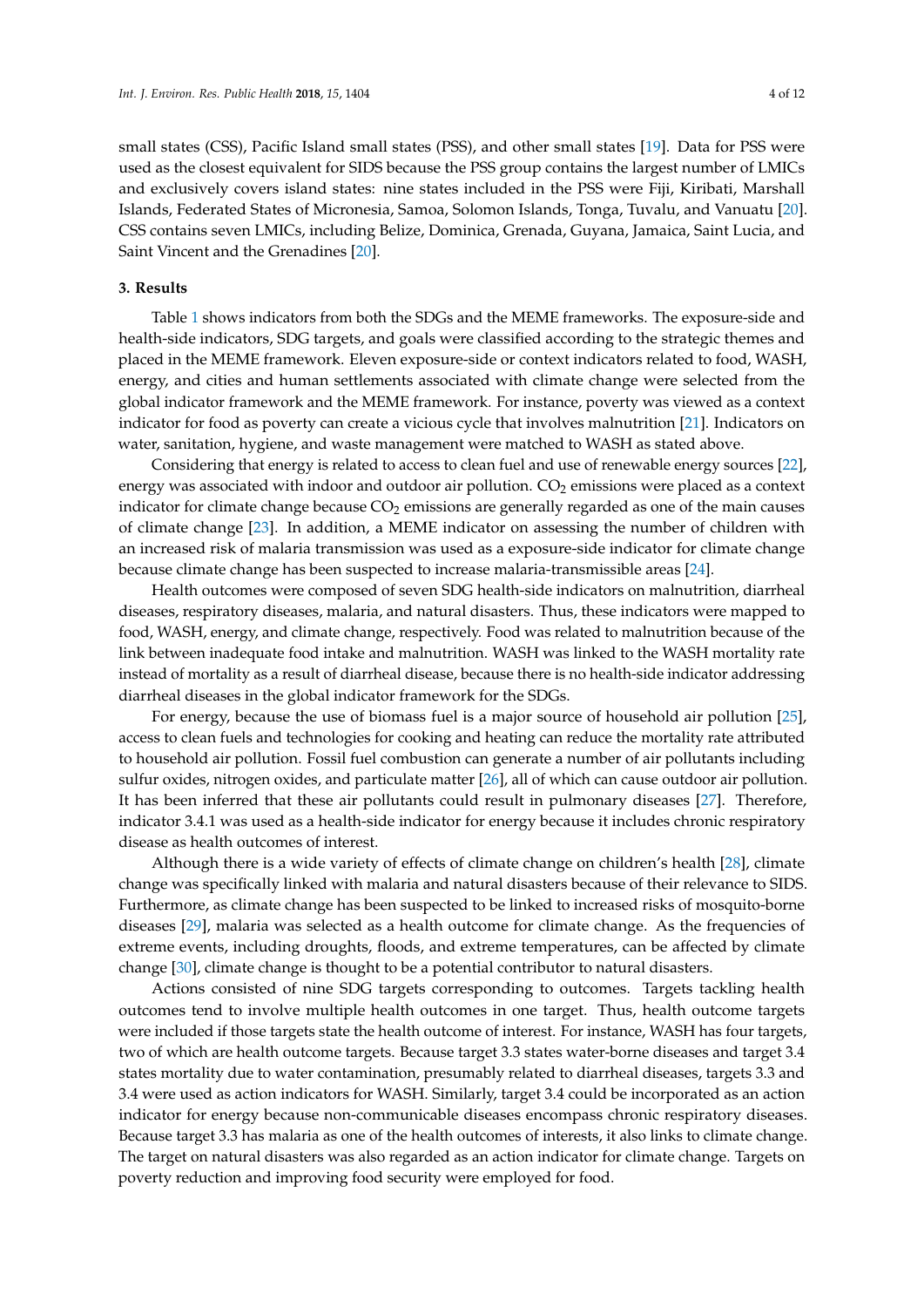small states (CSS), Pacific Island small states (PSS), and other small states [19]. Data for PSS were used as the closest equivalent for SIDS because the PSS group contains the largest number of LMICs and exclusively covers island states: nine states included in the PSS were Fiji, Kiribati, Marshall Islands, Federated States of Micronesia, Samoa, Solomon Islands, Tonga, Tuvalu, and Vanuatu [20]. CSS contains seven LMICs, including Belize, Dominica, Grenada, Guyana, Jamaica, Saint Lucia, and Saint Vincent and the Grenadines [20].

## 3. Results

Table 1 shows indicators from both the SDGs and the MEME frameworks. The exposure-side and health-side indicators, SDG targets, and goals were classified according to the strategic themes and placed in the MEME framework. Eleven exposure-side or context indicators related to food, WASH, energy, and cities and human settlements associated with climate change were selected from the global indicator framework and the MEME framework. For instance, poverty was viewed as a context indicator for food as poverty can create a vicious cycle that involves malnutrition [21]. Indicators on water, sanitation, hygiene, and waste management were matched to WASH as stated above.

Considering that energy is related to access to clean fuel and use of renewable energy sources [22], energy was associated with indoor and outdoor air pollution. $CO_2$ emissions were placed as a context indicator for climate change because $CO_2$ emissions are generally regarded as one of the main causes of climate change [23]. In addition, a MEME indicator on assessing the number of children with an increased risk of malaria transmission was used as a exposure-side indicator for climate change because climate change has been suspected to increase malaria-transmissible areas [24].

Health outcomes were composed of seven SDG health-side indicators on malnutrition, diarrheal diseases, respiratory diseases, malaria, and natural disasters. Thus, these indicators were mapped to food, WASH, energy, and climate change, respectively. Food was related to malnutrition because of the link between inadequate food intake and malnutrition. WASH was linked to the WASH mortality rate instead of mortality as a result of diarrheal disease, because there is no health-side indicator addressing diarrheal diseases in the global indicator framework for the SDGs.

For energy, because the use of biomass fuel is a major source of household air pollution [25], access to clean fuels and technologies for cooking and heating can reduce the mortality rate attributed to household air pollution. Fossil fuel combustion can generate a number of air pollutants including sulfur oxides, nitrogen oxides, and particulate matter [26], all of which can cause outdoor air pollution. It has been inferred that these air pollutants could result in pulmonary diseases [27]. Therefore, indicator 3.4.1 was used as a health-side indicator for energy because it includes chronic respiratory disease as health outcomes of interest.

Although there is a wide variety of effects of climate change on children's health [28], climate change was specifically linked with malaria and natural disasters because of their relevance to SIDS. Furthermore, as climate change has been suspected to be linked to increased risks of mosquito-borne diseases [29], malaria was selected as a health outcome for climate change. As the frequencies of extreme events, including droughts, floods, and extreme temperatures, can be affected by climate change [30], climate change is thought to be a potential contributor to natural disasters.

Actions consisted of nine SDG targets corresponding to outcomes. Targets tackling health outcomes tend to involve multiple health outcomes in one target. Thus, health outcome targets were included if those targets state the health outcome of interest. For instance, WASH has four targets, two of which are health outcome targets. Because target 3.3 states water-borne diseases and target 3.4 states mortality due to water contamination, presumably related to diarrheal diseases, targets 3.3 and 3.4 were used as action indicators for WASH. Similarly, target 3.4 could be incorporated as an action indicator for energy because non-communicable diseases encompass chronic respiratory diseases. Because target 3.3 has malaria as one of the health outcomes of interests, it also links to climate change. The target on natural disasters was also regarded as an action indicator for climate change. Targets on poverty reduction and improving food security were employed for food.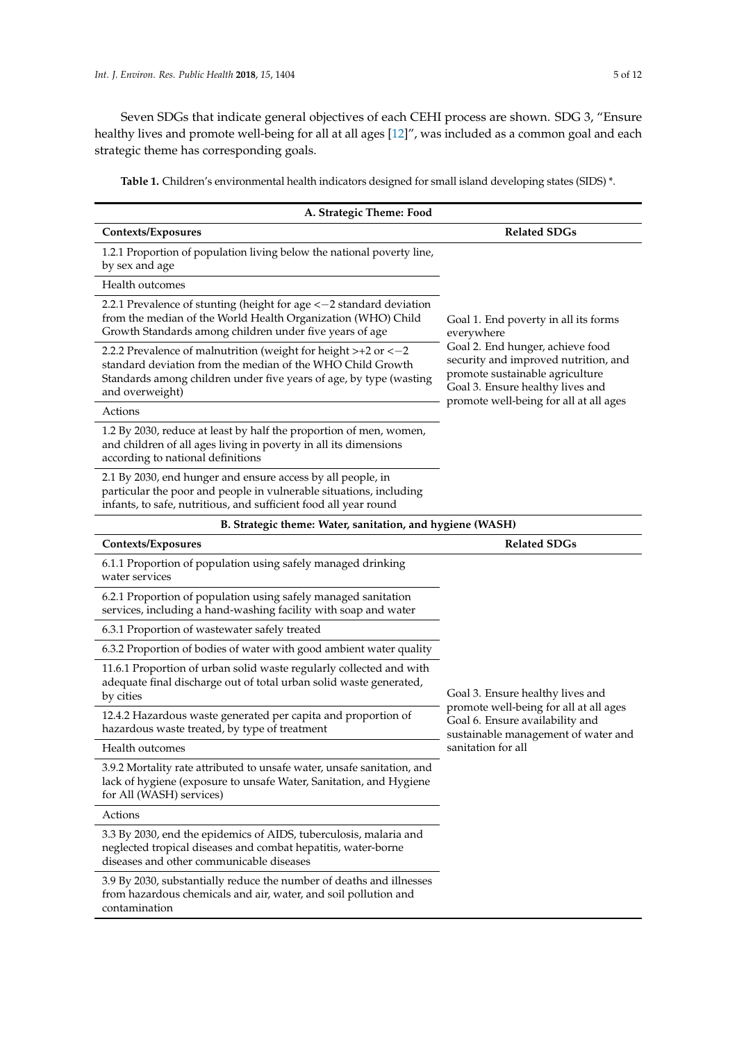Seven SDGs that indicate general objectives of each CEHI process are shown. SDG 3, "Ensure healthy lives and promote well-being for all at all ages [12]", was included as a common goal and each strategic theme has corresponding goals.

**Table 1.** Children's environmental health indicators designed for small island developing states (SIDS) *.

| **A. Strategic Theme: Food** | |
|---|---|
| **Contexts/Exposures** | **Related SDGs** |
| 1.2.1 Proportion of population living below the national poverty line, by sex and age | Goal 1. End poverty in all its forms everywhere<br>Goal 2. End hunger, achieve food security and improved nutrition, and promote sustainable agriculture<br>Goal 3. Ensure healthy lives and promote well-being for all at all ages |
| Health outcomes | |
| 2.2.1 Prevalence of stunting (height for age <−2 standard deviation from the median of the World Health Organization (WHO) Child Growth Standards among children under five years of age | |
| 2.2.2 Prevalence of malnutrition (weight for height >+2 or <−2 standard deviation from the median of the WHO Child Growth Standards among children under five years of age, by type (wasting and overweight) | |
| Actions | |
| 1.2 By 2030, reduce at least by half the proportion of men, women, and children of all ages living in poverty in all its dimensions according to national definitions | |
| 2.1 By 2030, end hunger and ensure access by all people, in particular the poor and people in vulnerable situations, including infants, to safe, nutritious, and sufficient food all year round | |
| **B. Strategic theme: Water, sanitation, and hygiene (WASH)** | |
| **Contexts/Exposures** | **Related SDGs** |
| 6.1.1 Proportion of population using safely managed drinking water services | Goal 3. Ensure healthy lives and promote well-being for all at all ages<br>Goal 6. Ensure availability and sustainable management of water and sanitation for all |
| 6.2.1 Proportion of population using safely managed sanitation services, including a hand-washing facility with soap and water | |
| 6.3.1 Proportion of wastewater safely treated | |
| 6.3.2 Proportion of bodies of water with good ambient water quality | |
| 11.6.1 Proportion of urban solid waste regularly collected and with adequate final discharge out of total urban solid waste generated, by cities | |
| 12.4.2 Hazardous waste generated per capita and proportion of hazardous waste treated, by type of treatment | |
| Health outcomes | |
| 3.9.2 Mortality rate attributed to unsafe water, unsafe sanitation, and lack of hygiene (exposure to unsafe Water, Sanitation, and Hygiene for All (WASH) services) | |
| Actions | |
| 3.3 By 2030, end the epidemics of AIDS, tuberculosis, malaria and neglected tropical diseases and combat hepatitis, water-borne diseases and other communicable diseases | |
| 3.9 By 2030, substantially reduce the number of deaths and illnesses from hazardous chemicals and air, water, and soil pollution and contamination | |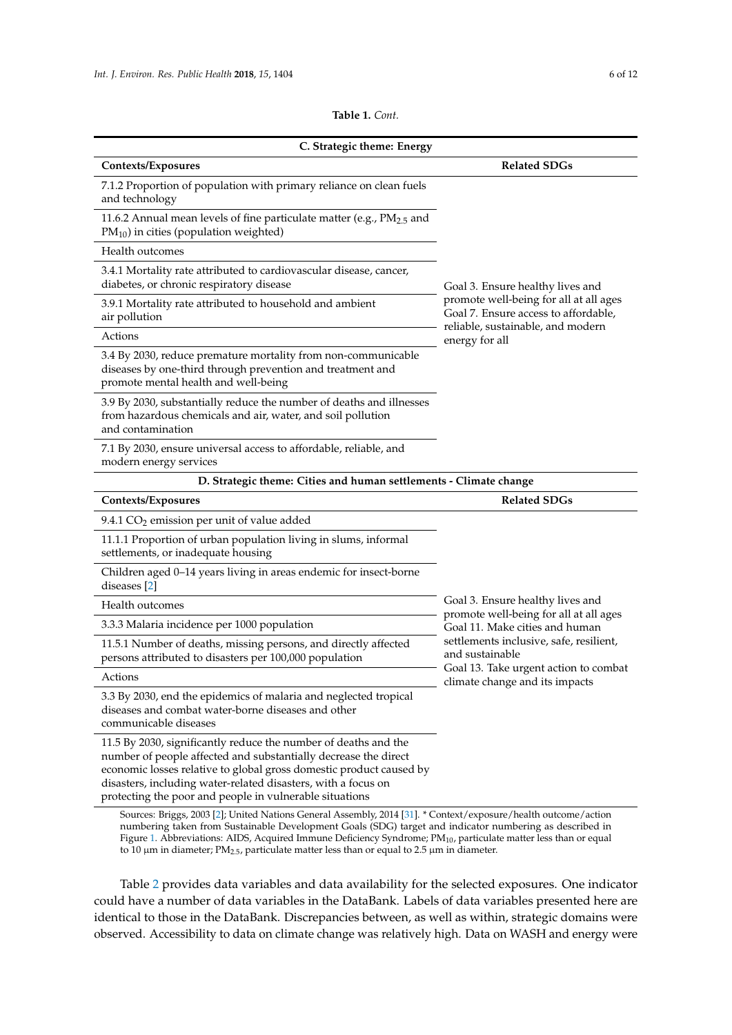**Table 1.** *Cont.*

| C. Strategic theme: Energy | |
|---|---|
| **Contexts/Exposures** | **Related SDGs** |
| 7.1.2 Proportion of population with primary reliance on clean fuels and technology | Goal 3. Ensure healthy lives and promote well-being for all at all ages Goal 7. Ensure access to affordable, reliable, sustainable, and modern energy for all |
| 11.6.2 Annual mean levels of fine particulate matter (e.g., $PM_{2.5}$ and $PM_{10}$) in cities (population weighted) | |
| Health outcomes | |
| 3.4.1 Mortality rate attributed to cardiovascular disease, cancer, diabetes, or chronic respiratory disease | |
| 3.9.1 Mortality rate attributed to household and ambient air pollution | |
| Actions | |
| 3.4 By 2030, reduce premature mortality from non-communicable diseases by one-third through prevention and treatment and promote mental health and well-being | |
| 3.9 By 2030, substantially reduce the number of deaths and illnesses from hazardous chemicals and air, water, and soil pollution and contamination | |
| 7.1 By 2030, ensure universal access to affordable, reliable, and modern energy services | |
| **D. Strategic theme: Cities and human settlements - Climate change** | |
| **Contexts/Exposures** | **Related SDGs** |
| 9.4.1 $CO_2$ emission per unit of value added | Goal 3. Ensure healthy lives and promote well-being for all at all ages Goal 11. Make cities and human settlements inclusive, safe, resilient, and sustainable Goal 13. Take urgent action to combat climate change and its impacts |
| 11.1.1 Proportion of urban population living in slums, informal settlements, or inadequate housing | |
| Children aged 0–14 years living in areas endemic for insect-borne diseases [2] | |
| Health outcomes | |
| 3.3.3 Malaria incidence per 1000 population | |
| 11.5.1 Number of deaths, missing persons, and directly affected persons attributed to disasters per 100,000 population | |
| Actions | |
| 3.3 By 2030, end the epidemics of malaria and neglected tropical diseases and combat water-borne diseases and other communicable diseases | |
| 11.5 By 2030, significantly reduce the number of deaths and the number of people affected and substantially decrease the direct economic losses relative to global gross domestic product caused by disasters, including water-related disasters, with a focus on protecting the poor and people in vulnerable situations | |

Sources: Briggs, 2003 [2]; United Nations General Assembly, 2014 [31]. * Context/exposure/health outcome/action numbering taken from Sustainable Development Goals (SDG) target and indicator numbering as described in Figure 1. Abbreviations: AIDS, Acquired Immune Deficiency Syndrome; $PM_{10}$, particulate matter less than or equal to 10 μm in diameter; $PM_{2.5}$, particulate matter less than or equal to 2.5 μm in diameter.

Table 2 provides data variables and data availability for the selected exposures. One indicator could have a number of data variables in the DataBank. Labels of data variables presented here are identical to those in the DataBank. Discrepancies between, as well as within, strategic domains were observed. Accessibility to data on climate change was relatively high. Data on WASH and energy were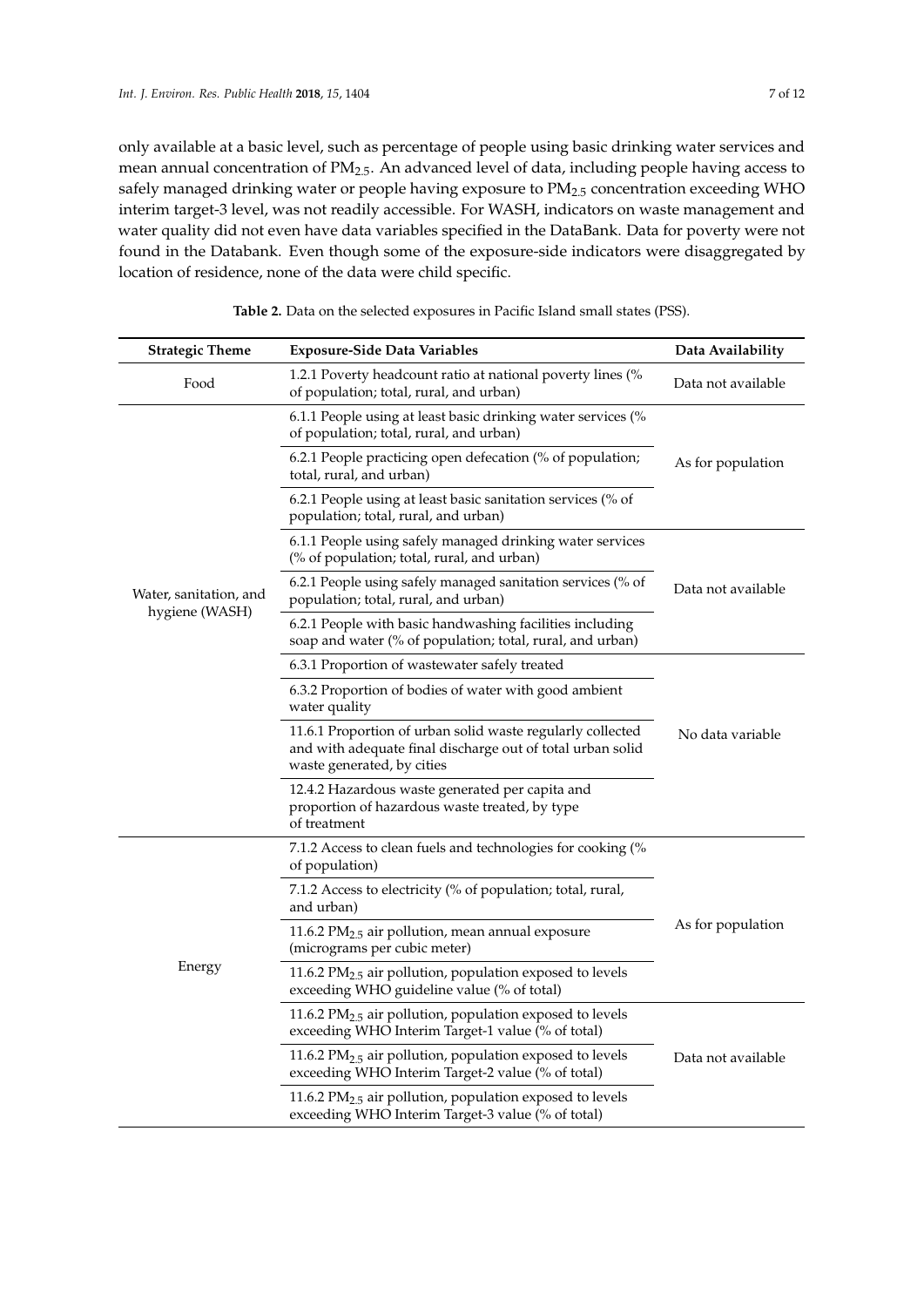only available at a basic level, such as percentage of people using basic drinking water services and mean annual concentration of $PM_{2.5}$. An advanced level of data, including people having access to safely managed drinking water or people having exposure to $PM_{2.5}$ concentration exceeding WHO interim target-3 level, was not readily accessible. For WASH, indicators on waste management and water quality did not even have data variables specified in the DataBank. Data for poverty were not found in the Databank. Even though some of the exposure-side indicators were disaggregated by location of residence, none of the data were child specific.

**Table 2.** Data on the selected exposures in Pacific Island small states (PSS).

| Strategic Theme | Exposure-Side Data Variables | Data Availability |
|---|---|---|
| Food | 1.2.1 Poverty headcount ratio at national poverty lines (% of population; total, rural, and urban) | Data not available |
| Water, sanitation, and hygiene (WASH) | 6.1.1 People using at least basic drinking water services (% of population; total, rural, and urban) | As for population |
| | 6.2.1 People practicing open defecation (% of population; total, rural, and urban) | |
| | 6.2.1 People using at least basic sanitation services (% of population; total, rural, and urban) | |
| | 6.1.1 People using safely managed drinking water services (% of population; total, rural, and urban) | Data not available |
| | 6.2.1 People using safely managed sanitation services (% of population; total, rural, and urban) | |
| | 6.2.1 People with basic handwashing facilities including soap and water (% of population; total, rural, and urban) | |
| | 6.3.1 Proportion of wastewater safely treated | No data variable |
| | 6.3.2 Proportion of bodies of water with good ambient water quality | |
| | 11.6.1 Proportion of urban solid waste regularly collected and with adequate final discharge out of total urban solid waste generated, by cities | |
| | 12.4.2 Hazardous waste generated per capita and proportion of hazardous waste treated, by type of treatment | |
| Energy | 7.1.2 Access to clean fuels and technologies for cooking (% of population) | As for population |
| | 7.1.2 Access to electricity (% of population; total, rural, and urban) | |
| | 11.6.2 $PM_{2.5}$ air pollution, mean annual exposure (micrograms per cubic meter) | |
| | 11.6.2 $PM_{2.5}$ air pollution, population exposed to levels exceeding WHO guideline value (% of total) | |
| | 11.6.2 $PM_{2.5}$ air pollution, population exposed to levels exceeding WHO Interim Target-1 value (% of total) | Data not available |
| | 11.6.2 $PM_{2.5}$ air pollution, population exposed to levels exceeding WHO Interim Target-2 value (% of total) | |
| | 11.6.2 $PM_{2.5}$ air pollution, population exposed to levels exceeding WHO Interim Target-3 value (% of total) | |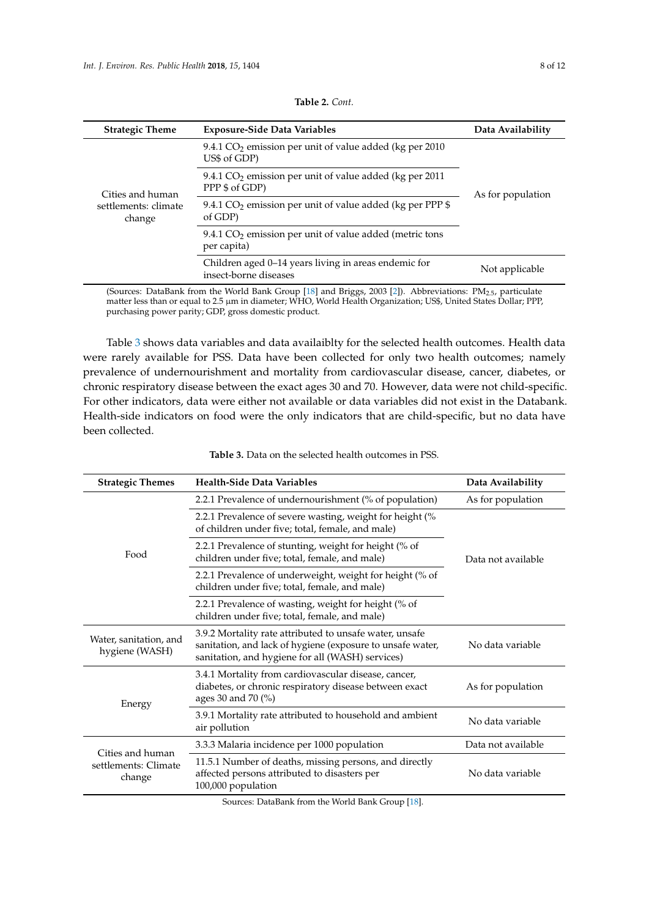**Table 2.** *Cont.*

| Strategic Theme | Exposure-Side Data Variables | Data Availability |
|---|---|---|
| Cities and human settlements: climate change | 9.4.1 $CO_2$ emission per unit of value added (kg per 2010 US$ of GDP) | As for population |
| | 9.4.1 $CO_2$ emission per unit of value added (kg per 2011 PPP $ of GDP) | |
| | 9.4.1 $CO_2$ emission per unit of value added (kg per PPP $ of GDP) | |
| | 9.4.1 $CO_2$ emission per unit of value added (metric tons per capita) | |
| | Children aged 0–14 years living in areas endemic for insect-borne diseases | Not applicable |

(Sources: DataBank from the World Bank Group [18] and Briggs, 2003 [2]). Abbreviations: $PM_{2.5}$, particulate matter less than or equal to 2.5 µm in diameter; WHO, World Health Organization; US$, United States Dollar; PPP, purchasing power parity; GDP, gross domestic product.

Table 3 shows data variables and data availaiblty for the selected health outcomes. Health data were rarely available for PSS. Data have been collected for only two health outcomes; namely prevalence of undernourishment and mortality from cardiovascular disease, cancer, diabetes, or chronic respiratory disease between the exact ages 30 and 70. However, data were not child-specific. For other indicators, data were either not available or data variables did not exist in the Databank. Health-side indicators on food were the only indicators that are child-specific, but no data have been collected.

**Table 3.** Data on the selected health outcomes in PSS.

| Strategic Themes | Health-Side Data Variables | Data Availability |
|---|---|---|
| Food | 2.2.1 Prevalence of undernourishment (% of population) | As for population |
| | 2.2.1 Prevalence of severe wasting, weight for height (% of children under five; total, female, and male) | Data not available |
| | 2.2.1 Prevalence of stunting, weight for height (% of children under five; total, female, and male) | |
| | 2.2.1 Prevalence of underweight, weight for height (% of children under five; total, female, and male) | |
| | 2.2.1 Prevalence of wasting, weight for height (% of children under five; total, female, and male) | |
| Water, sanitation, and hygiene (WASH) | 3.9.2 Mortality rate attributed to unsafe water, unsafe sanitation, and lack of hygiene (exposure to unsafe water, sanitation, and hygiene for all (WASH) services) | No data variable |
| Energy | 3.4.1 Mortality from cardiovascular disease, cancer, diabetes, or chronic respiratory disease between exact ages 30 and 70 (%) | As for population |
| | 3.9.1 Mortality rate attributed to household and ambient air pollution | No data variable |
| Cities and human settlements: Climate change | 3.3.3 Malaria incidence per 1000 population | Data not available |
| | 11.5.1 Number of deaths, missing persons, and directly affected persons attributed to disasters per 100,000 population | No data variable |

Sources: DataBank from the World Bank Group [18].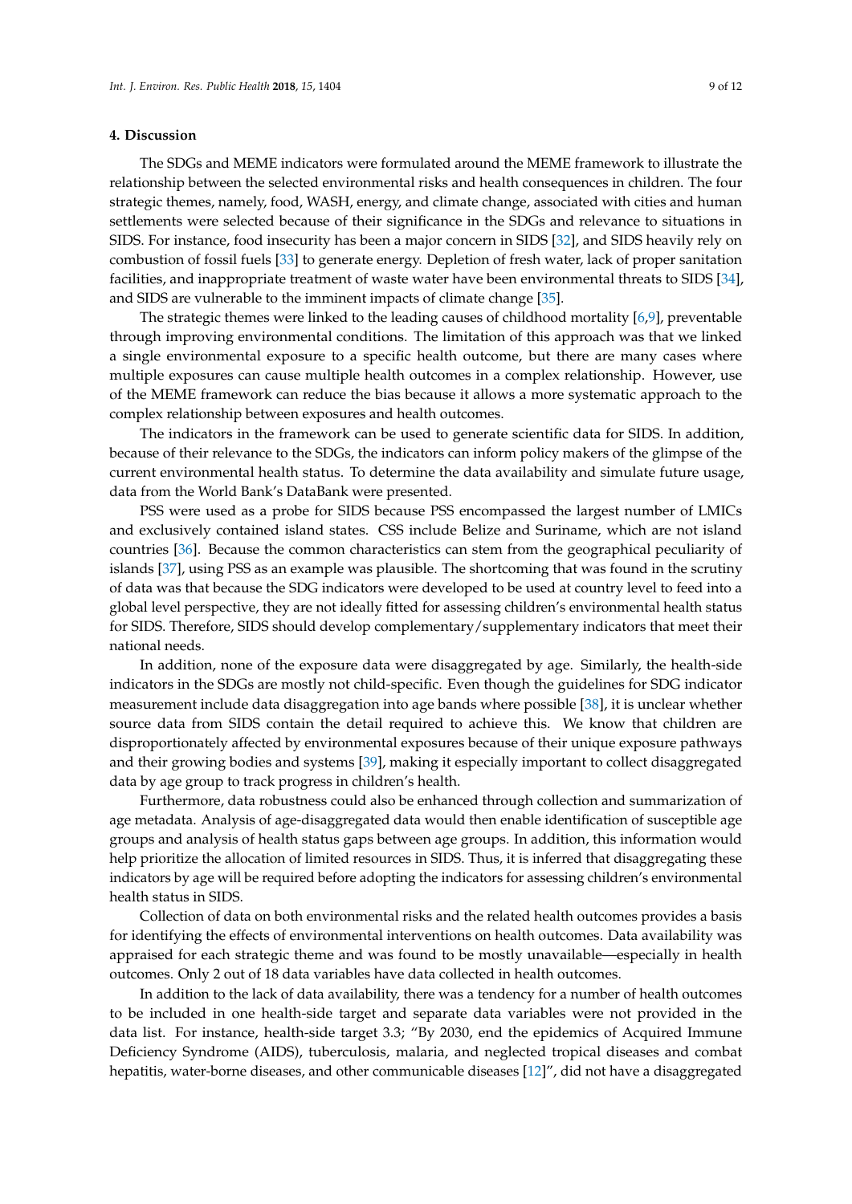## 4. Discussion

The SDGs and MEME indicators were formulated around the MEME framework to illustrate the relationship between the selected environmental risks and health consequences in children. The four strategic themes, namely, food, WASH, energy, and climate change, associated with cities and human settlements were selected because of their significance in the SDGs and relevance to situations in SIDS. For instance, food insecurity has been a major concern in SIDS [32], and SIDS heavily rely on combustion of fossil fuels [33] to generate energy. Depletion of fresh water, lack of proper sanitation facilities, and inappropriate treatment of waste water have been environmental threats to SIDS [34], and SIDS are vulnerable to the imminent impacts of climate change [35].

The strategic themes were linked to the leading causes of childhood mortality [6,9], preventable through improving environmental conditions. The limitation of this approach was that we linked a single environmental exposure to a specific health outcome, but there are many cases where multiple exposures can cause multiple health outcomes in a complex relationship. However, use of the MEME framework can reduce the bias because it allows a more systematic approach to the complex relationship between exposures and health outcomes.

The indicators in the framework can be used to generate scientific data for SIDS. In addition, because of their relevance to the SDGs, the indicators can inform policy makers of the glimpse of the current environmental health status. To determine the data availability and simulate future usage, data from the World Bank's DataBank were presented.

PSS were used as a probe for SIDS because PSS encompassed the largest number of LMICs and exclusively contained island states. CSS include Belize and Suriname, which are not island countries [36]. Because the common characteristics can stem from the geographical peculiarity of islands [37], using PSS as an example was plausible. The shortcoming that was found in the scrutiny of data was that because the SDG indicators were developed to be used at country level to feed into a global level perspective, they are not ideally fitted for assessing children's environmental health status for SIDS. Therefore, SIDS should develop complementary/supplementary indicators that meet their national needs.

In addition, none of the exposure data were disaggregated by age. Similarly, the health-side indicators in the SDGs are mostly not child-specific. Even though the guidelines for SDG indicator measurement include data disaggregation into age bands where possible [38], it is unclear whether source data from SIDS contain the detail required to achieve this. We know that children are disproportionately affected by environmental exposures because of their unique exposure pathways and their growing bodies and systems [39], making it especially important to collect disaggregated data by age group to track progress in children's health.

Furthermore, data robustness could also be enhanced through collection and summarization of age metadata. Analysis of age-disaggregated data would then enable identification of susceptible age groups and analysis of health status gaps between age groups. In addition, this information would help prioritize the allocation of limited resources in SIDS. Thus, it is inferred that disaggregating these indicators by age will be required before adopting the indicators for assessing children's environmental health status in SIDS.

Collection of data on both environmental risks and the related health outcomes provides a basis for identifying the effects of environmental interventions on health outcomes. Data availability was appraised for each strategic theme and was found to be mostly unavailable—especially in health outcomes. Only 2 out of 18 data variables have data collected in health outcomes.

In addition to the lack of data availability, there was a tendency for a number of health outcomes to be included in one health-side target and separate data variables were not provided in the data list. For instance, health-side target 3.3; "By 2030, end the epidemics of Acquired Immune Deficiency Syndrome (AIDS), tuberculosis, malaria, and neglected tropical diseases and combat hepatitis, water-borne diseases, and other communicable diseases [12]", did not have a disaggregated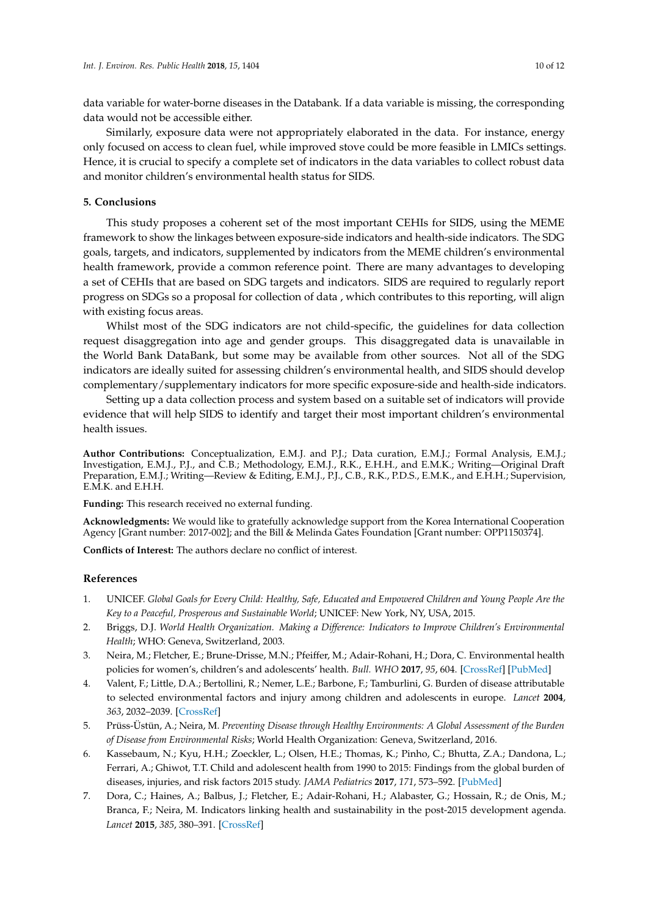data variable for water-borne diseases in the Databank. If a data variable is missing, the corresponding data would not be accessible either.

Similarly, exposure data were not appropriately elaborated in the data. For instance, energy only focused on access to clean fuel, while improved stove could be more feasible in LMICs settings. Hence, it is crucial to specify a complete set of indicators in the data variables to collect robust data and monitor children's environmental health status for SIDS.

## 5. Conclusions

This study proposes a coherent set of the most important CEHIs for SIDS, using the MEME framework to show the linkages between exposure-side indicators and health-side indicators. The SDG goals, targets, and indicators, supplemented by indicators from the MEME children's environmental health framework, provide a common reference point. There are many advantages to developing a set of CEHIs that are based on SDG targets and indicators. SIDS are required to regularly report progress on SDGs so a proposal for collection of data , which contributes to this reporting, will align with existing focus areas.

Whilst most of the SDG indicators are not child-specific, the guidelines for data collection request disaggregation into age and gender groups. This disaggregated data is unavailable in the World Bank DataBank, but some may be available from other sources. Not all of the SDG indicators are ideally suited for assessing children's environmental health, and SIDS should develop complementary/supplementary indicators for more specific exposure-side and health-side indicators.

Setting up a data collection process and system based on a suitable set of indicators will provide evidence that will help SIDS to identify and target their most important children's environmental health issues.

**Author Contributions:** Conceptualization, E.M.J. and P.J.; Data curation, E.M.J.; Formal Analysis, E.M.J.; Investigation, E.M.J., P.J., and C.B.; Methodology, E.M.J., R.K., E.H.H., and E.M.K.; Writing—Original Draft Preparation, E.M.J.; Writing—Review & Editing, E.M.J., P.J., C.B., R.K., P.D.S., E.M.K., and E.H.H.; Supervision, E.M.K. and E.H.H.

**Funding:** This research received no external funding.

**Acknowledgments:** We would like to gratefully acknowledge support from the Korea International Cooperation Agency [Grant number: 2017-002]; and the Bill & Melinda Gates Foundation [Grant number: OPP1150374].

**Conflicts of Interest:** The authors declare no conflict of interest.

## References

1. UNICEF. *Global Goals for Every Child: Healthy, Safe, Educated and Empowered Children and Young People Are the Key to a Peaceful, Prosperous and Sustainable World*; UNICEF: New York, NY, USA, 2015.
2. Briggs, D.J. *World Health Organization. Making a Difference: Indicators to Improve Children's Environmental Health*; WHO: Geneva, Switzerland, 2003.
3. Neira, M.; Fletcher, E.; Brune-Drisse, M.N.; Pfeiffer, M.; Adair-Rohani, H.; Dora, C. Environmental health policies for women's, children's and adolescents' health. *Bull. WHO* **2017**, *95*, 604. [CrossRef] [PubMed]
4. Valent, F.; Little, D.A.; Bertollini, R.; Nemer, L.E.; Barbone, F.; Tamburlini, G. Burden of disease attributable to selected environmental factors and injury among children and adolescents in europe. *Lancet* **2004**, *363*, 2032–2039. [CrossRef]
5. Prüss-Üstün, A.; Neira, M. *Preventing Disease through Healthy Environments: A Global Assessment of the Burden of Disease from Environmental Risks*; World Health Organization: Geneva, Switzerland, 2016.
6. Kassebaum, N.; Kyu, H.H.; Zoeckler, L.; Olsen, H.E.; Thomas, K.; Pinho, C.; Bhutta, Z.A.; Dandona, L.; Ferrari, A.; Ghiwot, T.T. Child and adolescent health from 1990 to 2015: Findings from the global burden of diseases, injuries, and risk factors 2015 study. *JAMA Pediatrics* **2017**, *171*, 573–592. [PubMed]
7. Dora, C.; Haines, A.; Balbus, J.; Fletcher, E.; Adair-Rohani, H.; Alabaster, G.; Hossain, R.; de Onis, M.; Branca, F.; Neira, M. Indicators linking health and sustainability in the post-2015 development agenda. *Lancet* **2015**, *385*, 380–391. [CrossRef]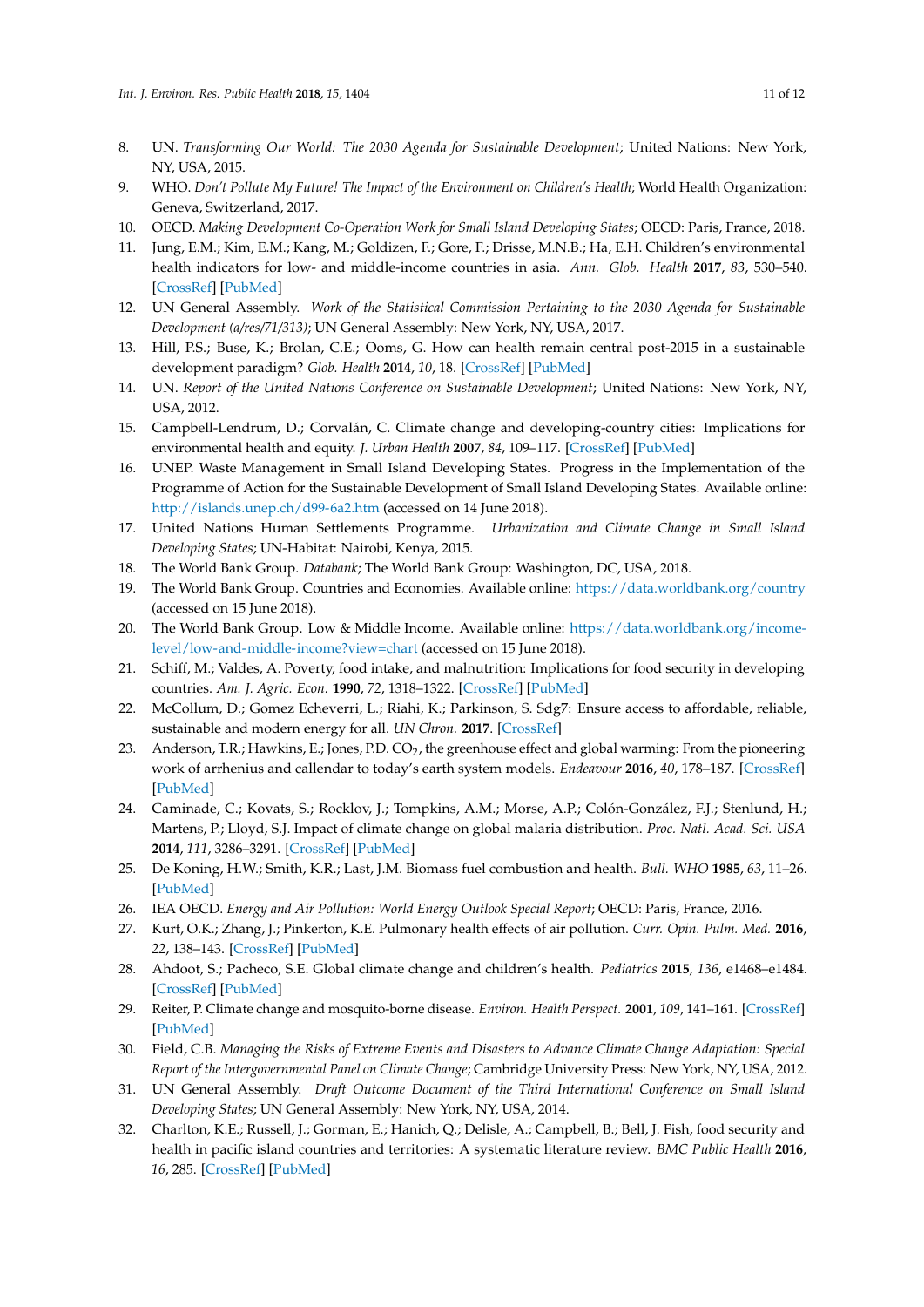8. UN. *Transforming Our World: The 2030 Agenda for Sustainable Development*; United Nations: New York, NY, USA, 2015.
9. WHO. *Don't Pollute My Future! The Impact of the Environment on Children's Health*; World Health Organization: Geneva, Switzerland, 2017.
10. OECD. *Making Development Co-Operation Work for Small Island Developing States*; OECD: Paris, France, 2018.
11. Jung, E.M.; Kim, E.M.; Kang, M.; Goldizen, F.; Gore, F.; Drisse, M.N.B.; Ha, E.H. Children's environmental health indicators for low- and middle-income countries in asia. *Ann. Glob. Health* **2017**, *83*, 530–540. [CrossRef] [PubMed]
12. UN General Assembly. *Work of the Statistical Commission Pertaining to the 2030 Agenda for Sustainable Development (a/res/71/313)*; UN General Assembly: New York, NY, USA, 2017.
13. Hill, P.S.; Buse, K.; Brolan, C.E.; Ooms, G. How can health remain central post-2015 in a sustainable development paradigm? *Glob. Health* **2014**, *10*, 18. [CrossRef] [PubMed]
14. UN. *Report of the United Nations Conference on Sustainable Development*; United Nations: New York, NY, USA, 2012.
15. Campbell-Lendrum, D.; Corvalán, C. Climate change and developing-country cities: Implications for environmental health and equity. *J. Urban Health* **2007**, *84*, 109–117. [CrossRef] [PubMed]
16. UNEP. Waste Management in Small Island Developing States. Progress in the Implementation of the Programme of Action for the Sustainable Development of Small Island Developing States. Available online: http://islands.unep.ch/d99-6a2.htm (accessed on 14 June 2018).
17. United Nations Human Settlements Programme. *Urbanization and Climate Change in Small Island Developing States*; UN-Habitat: Nairobi, Kenya, 2015.
18. The World Bank Group. *Databank*; The World Bank Group: Washington, DC, USA, 2018.
19. The World Bank Group. Countries and Economies. Available online: https://data.worldbank.org/country (accessed on 15 June 2018).
20. The World Bank Group. Low & Middle Income. Available online: https://data.worldbank.org/income-level/low-and-middle-income?view=chart (accessed on 15 June 2018).
21. Schiff, M.; Valdes, A. Poverty, food intake, and malnutrition: Implications for food security in developing countries. *Am. J. Agric. Econ.* **1990**, *72*, 1318–1322. [CrossRef] [PubMed]
22. McCollum, D.; Gomez Echeverri, L.; Riahi, K.; Parkinson, S. Sdg7: Ensure access to affordable, reliable, sustainable and modern energy for all. *UN Chron.* **2017**. [CrossRef]
23. Anderson, T.R.; Hawkins, E.; Jones, P.D. $CO_2$, the greenhouse effect and global warming: From the pioneering work of arrhenius and callendar to today's earth system models. *Endeavour* **2016**, *40*, 178–187. [CrossRef] [PubMed]
24. Caminade, C.; Kovats, S.; Rocklov, J.; Tompkins, A.M.; Morse, A.P.; Colón-González, F.J.; Stenlund, H.; Martens, P.; Lloyd, S.J. Impact of climate change on global malaria distribution. *Proc. Natl. Acad. Sci. USA* **2014**, *111*, 3286–3291. [CrossRef] [PubMed]
25. De Koning, H.W.; Smith, K.R.; Last, J.M. Biomass fuel combustion and health. *Bull. WHO* **1985**, *63*, 11–26. [PubMed]
26. IEA OECD. *Energy and Air Pollution: World Energy Outlook Special Report*; OECD: Paris, France, 2016.
27. Kurt, O.K.; Zhang, J.; Pinkerton, K.E. Pulmonary health effects of air pollution. *Curr. Opin. Pulm. Med.* **2016**, *22*, 138–143. [CrossRef] [PubMed]
28. Ahdoot, S.; Pacheco, S.E. Global climate change and children's health. *Pediatrics* **2015**, *136*, e1468–e1484. [CrossRef] [PubMed]
29. Reiter, P. Climate change and mosquito-borne disease. *Environ. Health Perspect.* **2001**, *109*, 141–161. [CrossRef] [PubMed]
30. Field, C.B. *Managing the Risks of Extreme Events and Disasters to Advance Climate Change Adaptation: Special Report of the Intergovernmental Panel on Climate Change*; Cambridge University Press: New York, NY, USA, 2012.
31. UN General Assembly. *Draft Outcome Document of the Third International Conference on Small Island Developing States*; UN General Assembly: New York, NY, USA, 2014.
32. Charlton, K.E.; Russell, J.; Gorman, E.; Hanich, Q.; Delisle, A.; Campbell, B.; Bell, J. Fish, food security and health in pacific island countries and territories: A systematic literature review. *BMC Public Health* **2016**, *16*, 285. [CrossRef] [PubMed]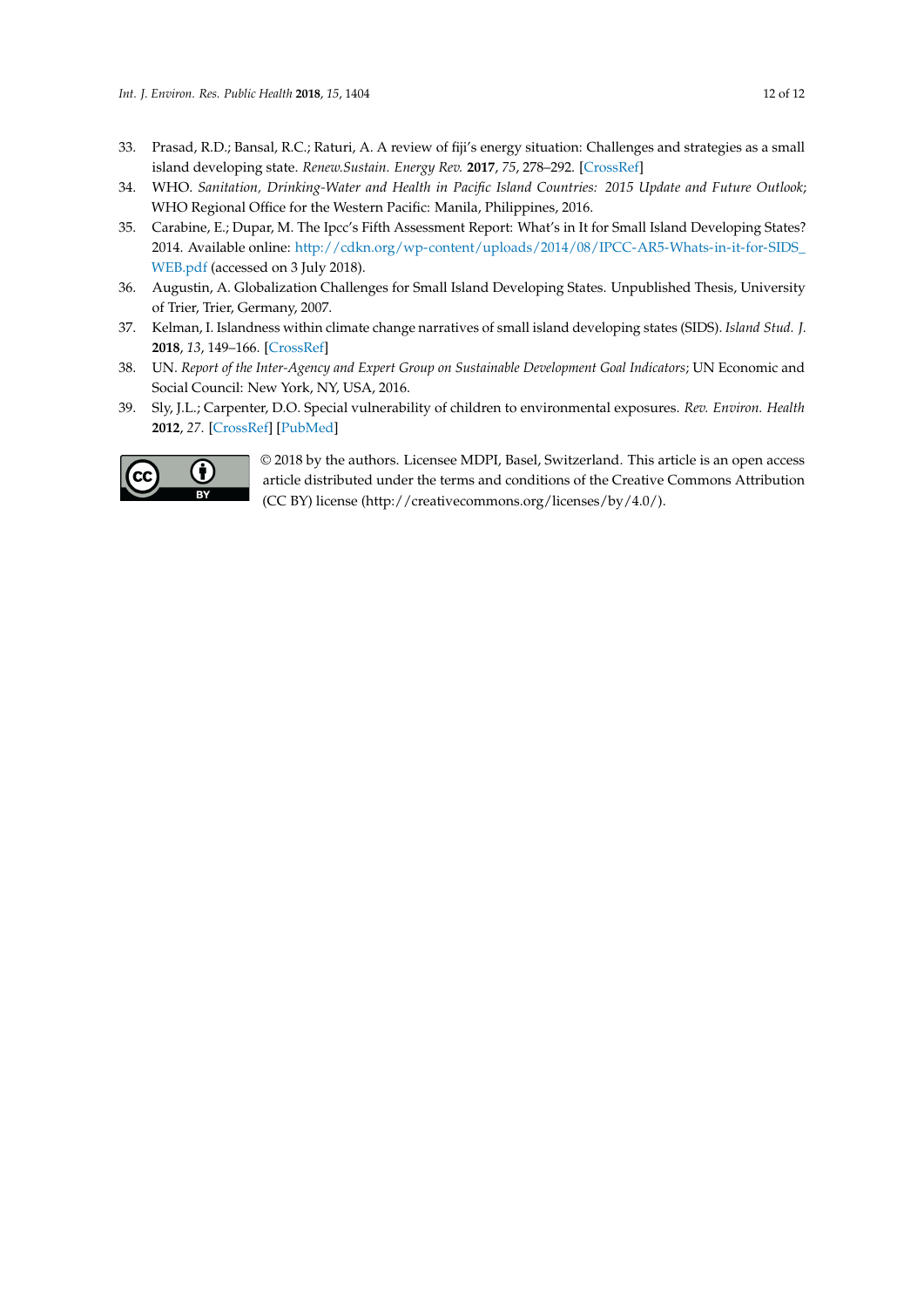33. Prasad, R.D.; Bansal, R.C.; Raturi, A. A review of fiji's energy situation: Challenges and strategies as a small island developing state. *Renew.Sustain. Energy Rev.* **2017**, *75*, 278–292. [CrossRef]
34. WHO. *Sanitation, Drinking-Water and Health in Pacific Island Countries: 2015 Update and Future Outlook*; WHO Regional Office for the Western Pacific: Manila, Philippines, 2016.
35. Carabine, E.; Dupar, M. The Ipcc's Fifth Assessment Report: What's in It for Small Island Developing States? 2014. Available online: http://cdkn.org/wp-content/uploads/2014/08/IPCC-AR5-Whats-in-it-for-SIDS_WEB.pdf (accessed on 3 July 2018).
36. Augustin, A. Globalization Challenges for Small Island Developing States. Unpublished Thesis, University of Trier, Trier, Germany, 2007.
37. Kelman, I. Islandness within climate change narratives of small island developing states (SIDS). *Island Stud. J.* **2018**, *13*, 149–166. [CrossRef]
38. UN. *Report of the Inter-Agency and Expert Group on Sustainable Development Goal Indicators*; UN Economic and Social Council: New York, NY, USA, 2016.
39. Sly, J.L.; Carpenter, D.O. Special vulnerability of children to environmental exposures. *Rev. Environ. Health* **2012**, *27*. [CrossRef] [PubMed]

© 2018 by the authors. Licensee MDPI, Basel, Switzerland. This article is an open access article distributed under the terms and conditions of the Creative Commons Attribution (CC BY) license (http://creativecommons.org/licenses/by/4.0/).